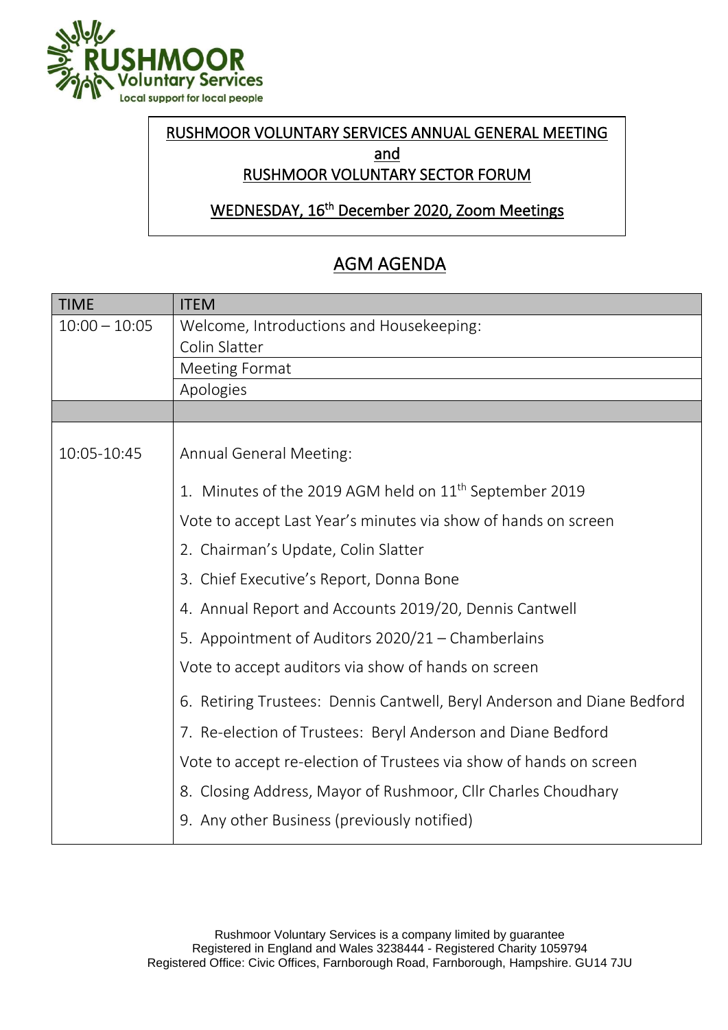RUSHMOOR
Voluntary Services
Local support for local people

**RUSHMOOR VOLUNTARY SERVICES ANNUAL GENERAL MEETING**
**and**
**RUSHMOOR VOLUNTARY SECTOR FORUM**

**WEDNESDAY, 16th December 2020, Zoom Meetings**

## AGM AGENDA

| TIME | ITEM |
|---|---|
| 10:00 – 10:05 | Welcome, Introductions and Housekeeping: Colin Slatter |
| | Meeting Format |
| | Apologies |
| | |
| 10:05-10:45 | Annual General Meeting:<br>1. Minutes of the 2019 AGM held on 11th September 2019<br>Vote to accept Last Year's minutes via show of hands on screen<br>2. Chairman's Update, Colin Slatter<br>3. Chief Executive's Report, Donna Bone<br>4. Annual Report and Accounts 2019/20, Dennis Cantwell<br>5. Appointment of Auditors 2020/21 – Chamberlains<br>Vote to accept auditors via show of hands on screen<br>6. Retiring Trustees: Dennis Cantwell, Beryl Anderson and Diane Bedford<br>7. Re-election of Trustees: Beryl Anderson and Diane Bedford<br>Vote to accept re-election of Trustees via show of hands on screen<br>8. Closing Address, Mayor of Rushmoor, Cllr Charles Choudhary<br>9. Any other Business (previously notified) |

Rushmoor Voluntary Services is a company limited by guarantee
Registered in England and Wales 3238444 - Registered Charity 1059794
Registered Office: Civic Offices, Farnborough Road, Farnborough, Hampshire. GU14 7JU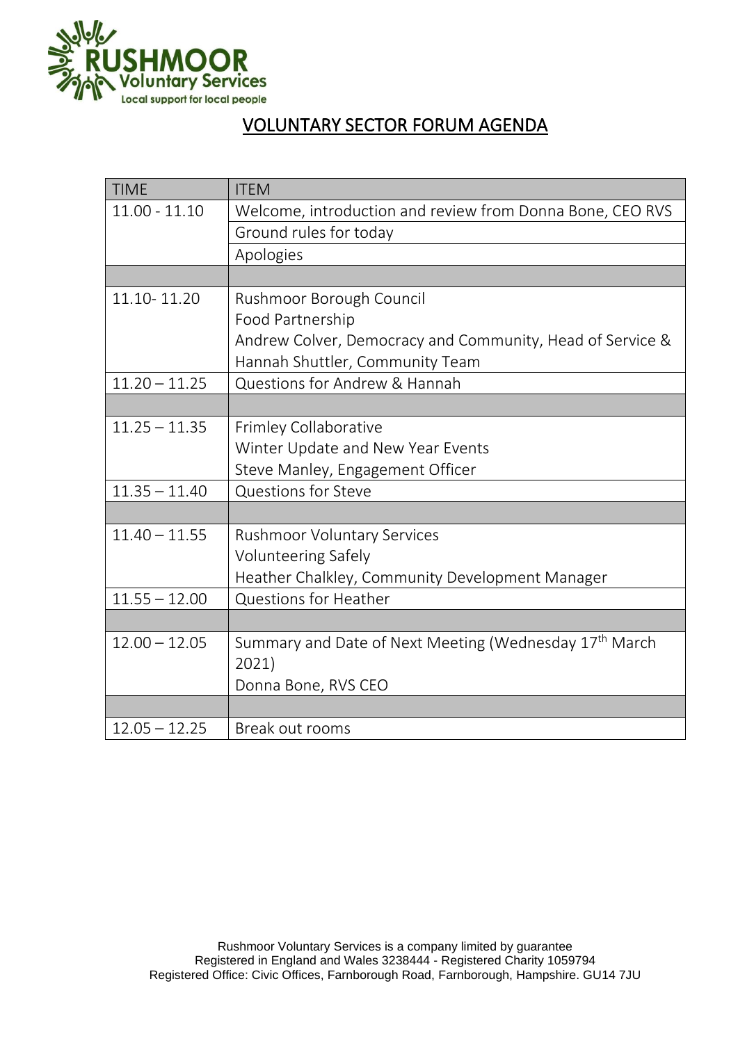Rushmoor Voluntary Services
Local support for local people

# VOLUNTARY SECTOR FORUM AGENDA

| TIME | ITEM |
|---|---|
| 11.00 - 11.10 | Welcome, introduction and review from Donna Bone, CEO RVS |
| | Ground rules for today |
| | Apologies |
| | |
| 11.10- 11.20 | Rushmoor Borough Council<br>Food Partnership<br>Andrew Colver, Democracy and Community, Head of Service & Hannah Shuttler, Community Team |
| 11.20 – 11.25 | Questions for Andrew & Hannah |
| | |
| 11.25 – 11.35 | Frimley Collaborative<br>Winter Update and New Year Events<br>Steve Manley, Engagement Officer |
| 11.35 – 11.40 | Questions for Steve |
| | |
| 11.40 – 11.55 | Rushmoor Voluntary Services<br>Volunteering Safely<br>Heather Chalkley, Community Development Manager |
| 11.55 – 12.00 | Questions for Heather |
| | |
| 12.00 – 12.05 | Summary and Date of Next Meeting (Wednesday 17th March 2021)<br>Donna Bone, RVS CEO |
| | |
| 12.05 – 12.25 | Break out rooms |

Rushmoor Voluntary Services is a company limited by guarantee
Registered in England and Wales 3238444 - Registered Charity 1059794
Registered Office: Civic Offices, Farnborough Road, Farnborough, Hampshire. GU14 7JU